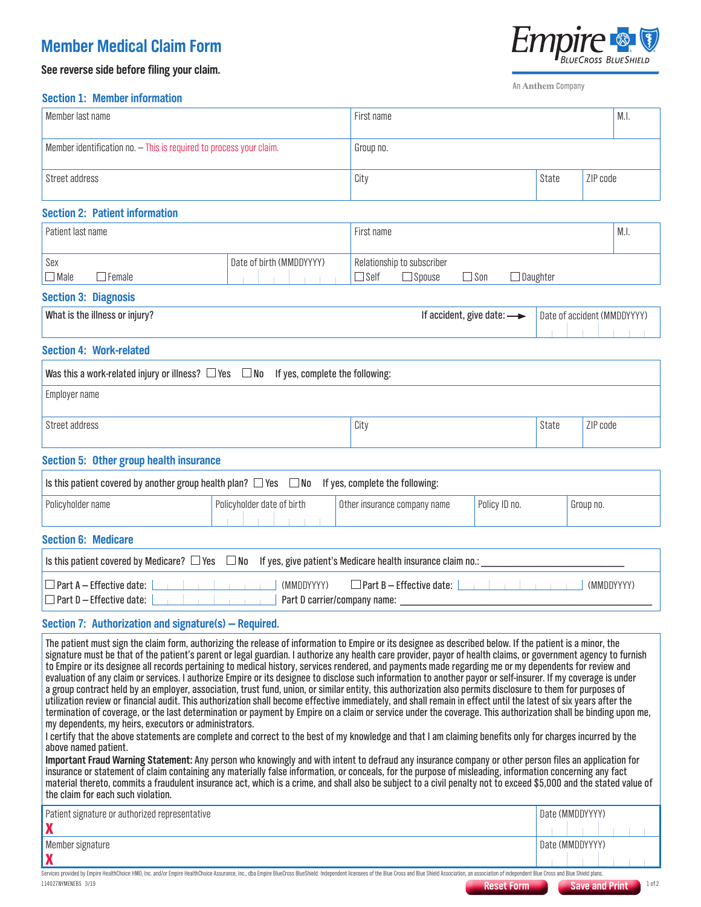# Member Medical Claim Form

**See reverse side before filing your claim.**

Empire BlueCross BlueShield

An Anthem Company

## Section 1: Member information

| Member last name | First name | | | M.I. |
|---|---|---|---|---|
| Member identification no. – This is required to process your claim. | Group no. | | | |
| Street address | City | State | ZIP code | |

## Section 2: Patient information

| Patient last name | | First name | M.I. |
|---|---|---|---|
| Sex ☐ Male ☐ Female | Date of birth (MMDDYYYY) | Relationship to subscriber ☐ Self ☐ Spouse ☐ Son ☐ Daughter | |

## Section 3: Diagnosis

| What is the illness or injury? If accident, give date: → | Date of accident (MMDDYYYY) |
|---|---|

## Section 4: Work-related

| Was this a work-related injury or illness? ☐ Yes ☐ No If yes, complete the following: | | | |
|---|---|---|---|
| Employer name | | | |
| Street address | City | State | ZIP code |

## Section 5: Other group health insurance

Is this patient covered by another group health plan? ☐ Yes ☐ No If yes, complete the following:

| Policyholder name | Policyholder date of birth | Other insurance company name | Policy ID no. | Group no. |
|---|---|---|---|---|
| | | | | |

## Section 6: Medicare

Is this patient covered by Medicare? ☐ Yes ☐ No If yes, give patient's Medicare health insurance claim no.: ____________________

☐ Part A – Effective date: __________ (MMDDYYYY) ☐ Part B – Effective date: __________ (MMDDYYYY)

☐ Part D – Effective date: __________ Part D carrier/company name: ____________________

## Section 7: Authorization and signature(s) – Required.

The patient must sign the claim form, authorizing the release of information to Empire or its designee as described below. If the patient is a minor, the signature must be that of the patient's parent or legal guardian. I authorize any health care provider, payor of health claims, or government agency to furnish to Empire or its designee all records pertaining to medical history, services rendered, and payments made regarding me or my dependents for review and evaluation of any claim or services. I authorize Empire or its designee to disclose such information to another payor or self-insurer. If my coverage is under a group contract held by an employer, association, trust fund, union, or similar entity, this authorization also permits disclosure to them for purposes of utilization review or financial audit. This authorization shall become effective immediately, and shall remain in effect until the latest of six years after the termination of coverage, or the last determination or payment by Empire on a claim or service under the coverage. This authorization shall be binding upon me, my dependents, my heirs, executors or administrators.

I certify that the above statements are complete and correct to the best of my knowledge and that I am claiming benefits only for charges incurred by the above named patient.

**Important Fraud Warning Statement:** Any person who knowingly and with intent to defraud any insurance company or other person files an application for insurance or statement of claim containing any materially false information, or conceals, for the purpose of misleading, information concerning any fact material thereto, commits a fraudulent insurance act, which is a crime, and shall also be subject to a civil penalty not to exceed $5,000 and the stated value of the claim for each such violation.

| Patient signature or authorized representative | Date (MMDDYYYY) |
|---|---|
| X | |
| Member signature | Date (MMDDYYYY) |
| X | |

Services provided by Empire HealthChoice HMO, Inc. and/or Empire HealthChoice Assurance, Inc., dba Empire BlueCross BlueShield. Independent licensees of the Blue Cross and Blue Shield Association, an association of independent Blue Cross and Blue Shield plans.

114027NYMENEBS 3/19

Reset Form | Save and Print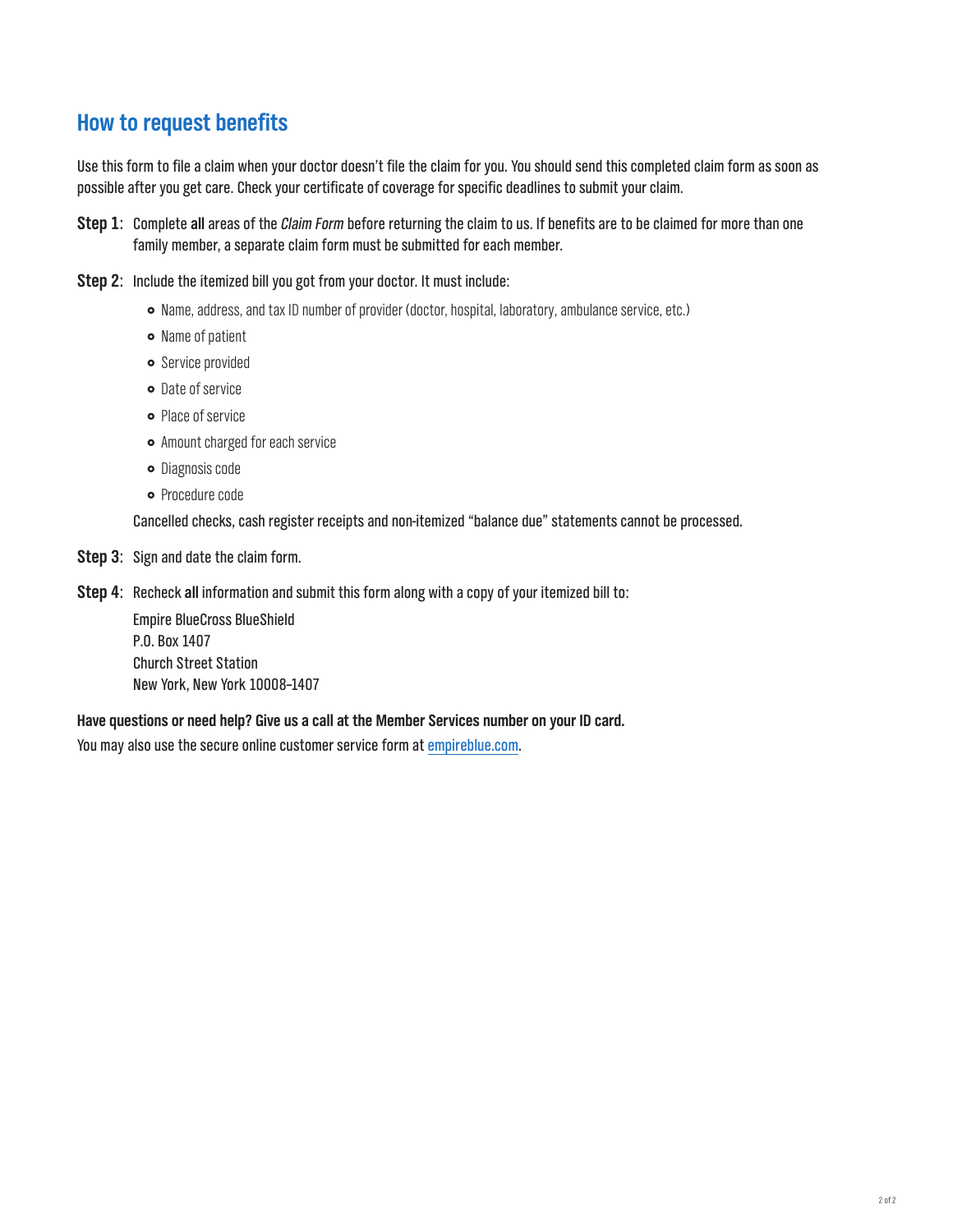## How to request benefits

Use this form to file a claim when your doctor doesn't file the claim for you. You should send this completed claim form as soon as possible after you get care. Check your certificate of coverage for specific deadlines to submit your claim.

**Step 1**: Complete **all** areas of the *Claim Form* before returning the claim to us. If benefits are to be claimed for more than one family member, a separate claim form must be submitted for each member.

**Step 2**: Include the itemized bill you got from your doctor. It must include:

- Name, address, and tax ID number of provider (doctor, hospital, laboratory, ambulance service, etc.)
- Name of patient
- Service provided
- Date of service
- Place of service
- Amount charged for each service
- Diagnosis code
- Procedure code

Cancelled checks, cash register receipts and non-itemized "balance due" statements cannot be processed.

**Step 3**: Sign and date the claim form.

**Step 4**: Recheck **all** information and submit this form along with a copy of your itemized bill to:

Empire BlueCross BlueShield
P.O. Box 1407
Church Street Station
New York, New York 10008-1407

**Have questions or need help? Give us a call at the Member Services number on your ID card.**

You may also use the secure online customer service form at empireblue.com.